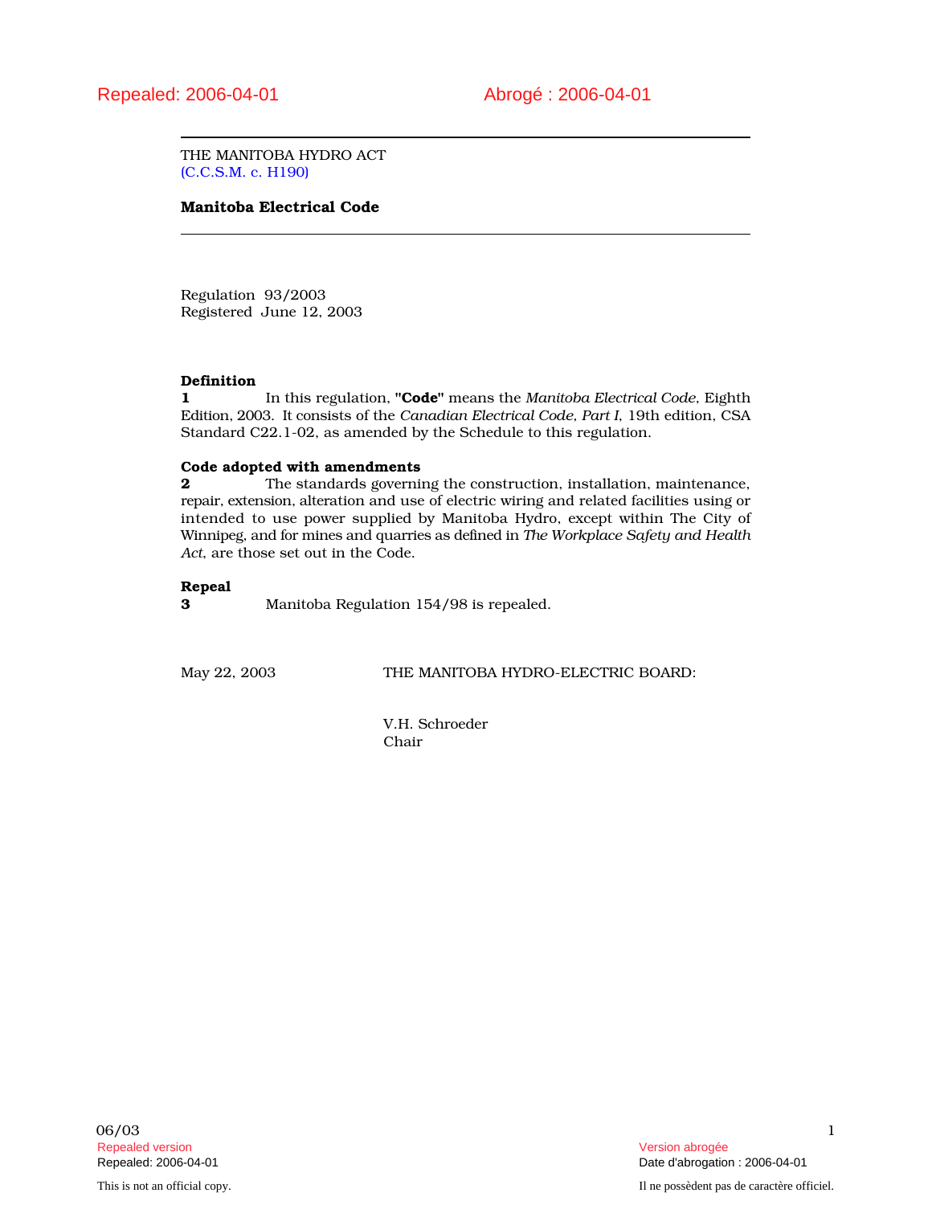Repealed: 2006-04-01 Abrogé : 2006-04-01

THE MANITOBA HYDRO ACT
(C.C.S.M. c. H190)

**Manitoba Electrical Code**

Regulation 93/2003
Registered June 12, 2003

**Definition**

**1** In this regulation, **"Code"** means the *Manitoba Electrical Code*, Eighth Edition, 2003. It consists of the *Canadian Electrical Code, Part I*, 19th edition, CSA Standard C22.1-02, as amended by the Schedule to this regulation.

**Code adopted with amendments**

**2** The standards governing the construction, installation, maintenance, repair, extension, alteration and use of electric wiring and related facilities using or intended to use power supplied by Manitoba Hydro, except within The City of Winnipeg, and for mines and quarries as defined in *The Workplace Safety and Health Act*, are those set out in the Code.

**Repeal**

**3** Manitoba Regulation 154/98 is repealed.

May 22, 2003 THE MANITOBA HYDRO-ELECTRIC BOARD:

V.H. Schroeder
Chair

06/03

Repealed version
Repealed: 2006-04-01

Version abrogée
Date d'abrogation : 2006-04-01

This is not an official copy.

Il ne possèdent pas de caractère officiel.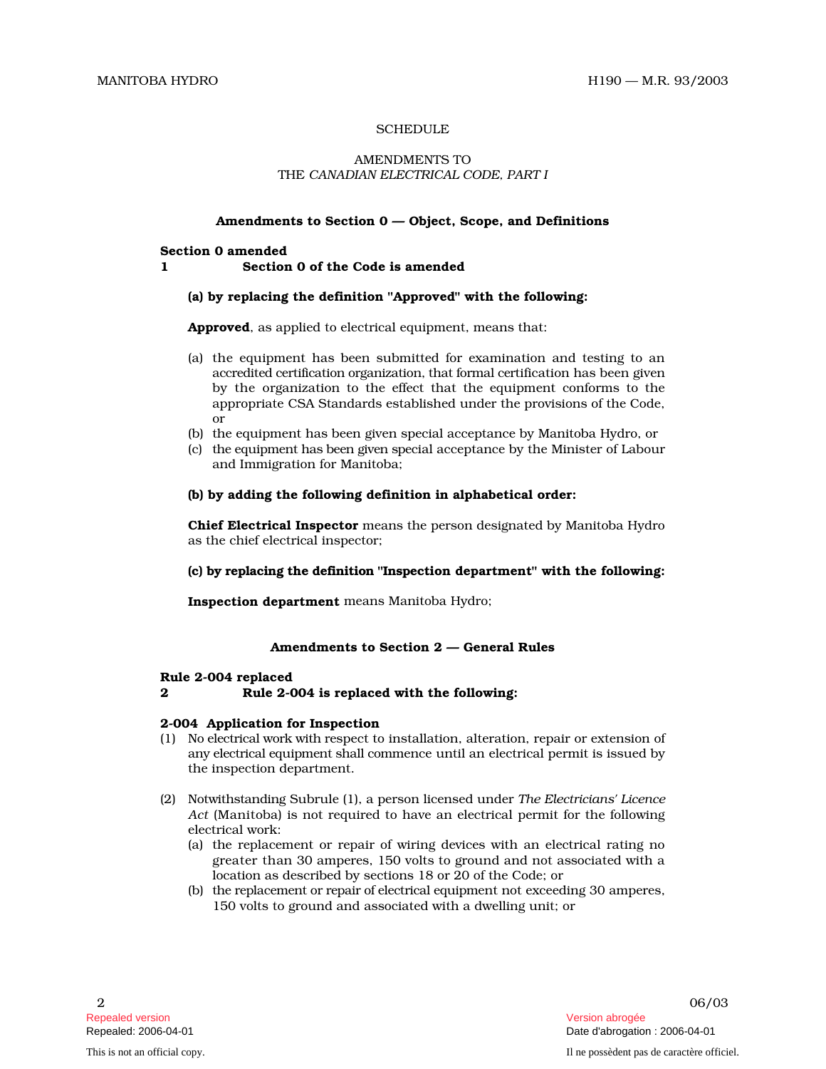SCHEDULE

AMENDMENTS TO
THE *CANADIAN ELECTRICAL CODE, PART I*

### Amendments to Section 0 — Object, Scope, and Definitions

**Section 0 amended**
**1 Section 0 of the Code is amended**

**(a) by replacing the definition "Approved" with the following:**

**Approved**, as applied to electrical equipment, means that:

(a) the equipment has been submitted for examination and testing to an accredited certification organization, that formal certification has been given by the organization to the effect that the equipment conforms to the appropriate CSA Standards established under the provisions of the Code, or

(b) the equipment has been given special acceptance by Manitoba Hydro, or

(c) the equipment has been given special acceptance by the Minister of Labour and Immigration for Manitoba;

**(b) by adding the following definition in alphabetical order:**

**Chief Electrical Inspector** means the person designated by Manitoba Hydro as the chief electrical inspector;

**(c) by replacing the definition "Inspection department" with the following:**

**Inspection department** means Manitoba Hydro;

### Amendments to Section 2 — General Rules

**Rule 2-004 replaced**
**2 Rule 2-004 is replaced with the following:**

**2-004 Application for Inspection**

(1) No electrical work with respect to installation, alteration, repair or extension of any electrical equipment shall commence until an electrical permit is issued by the inspection department.

(2) Notwithstanding Subrule (1), a person licensed under *The Electricians' Licence Act* (Manitoba) is not required to have an electrical permit for the following electrical work:

(a) the replacement or repair of wiring devices with an electrical rating no greater than 30 amperes, 150 volts to ground and not associated with a location as described by sections 18 or 20 of the Code; or

(b) the replacement or repair of electrical equipment not exceeding 30 amperes, 150 volts to ground and associated with a dwelling unit; or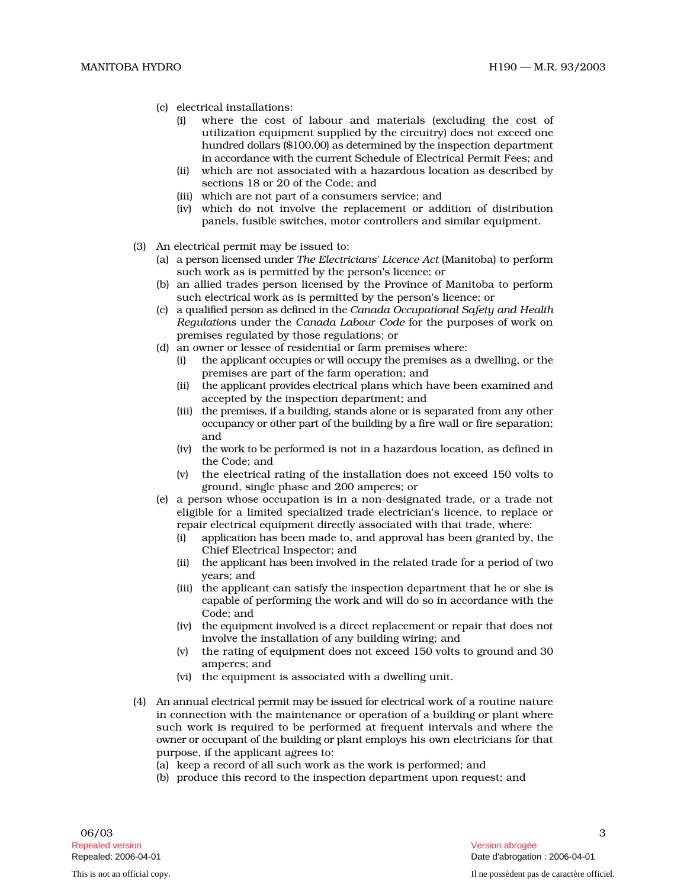(c) electrical installations:
   - (i) where the cost of labour and materials (excluding the cost of utilization equipment supplied by the circuitry) does not exceed one hundred dollars ($100.00) as determined by the inspection department in accordance with the current Schedule of Electrical Permit Fees; and
   - (ii) which are not associated with a hazardous location as described by sections 18 or 20 of the Code; and
   - (iii) which are not part of a consumers service; and
   - (iv) which do not involve the replacement or addition of distribution panels, fusible switches, motor controllers and similar equipment.

(3) An electrical permit may be issued to:

- (a) a person licensed under *The Electricians' Licence Act* (Manitoba) to perform such work as is permitted by the person's licence; or
- (b) an allied trades person licensed by the Province of Manitoba to perform such electrical work as is permitted by the person's licence; or
- (c) a qualified person as defined in the *Canada Occupational Safety and Health Regulations* under the *Canada Labour Code* for the purposes of work on premises regulated by those regulations; or
- (d) an owner or lessee of residential or farm premises where:
  - (i) the applicant occupies or will occupy the premises as a dwelling, or the premises are part of the farm operation; and
  - (ii) the applicant provides electrical plans which have been examined and accepted by the inspection department; and
  - (iii) the premises, if a building, stands alone or is separated from any other occupancy or other part of the building by a fire wall or fire separation; and
  - (iv) the work to be performed is not in a hazardous location, as defined in the Code; and
  - (v) the electrical rating of the installation does not exceed 150 volts to ground, single phase and 200 amperes; or
- (e) a person whose occupation is in a non-designated trade, or a trade not eligible for a limited specialized trade electrician's licence, to replace or repair electrical equipment directly associated with that trade, where:
  - (i) application has been made to, and approval has been granted by, the Chief Electrical Inspector; and
  - (ii) the applicant has been involved in the related trade for a period of two years; and
  - (iii) the applicant can satisfy the inspection department that he or she is capable of performing the work and will do so in accordance with the Code; and
  - (iv) the equipment involved is a direct replacement or repair that does not involve the installation of any building wiring; and
  - (v) the rating of equipment does not exceed 150 volts to ground and 30 amperes; and
  - (vi) the equipment is associated with a dwelling unit.

(4) An annual electrical permit may be issued for electrical work of a routine nature in connection with the maintenance or operation of a building or plant where such work is required to be performed at frequent intervals and where the owner or occupant of the building or plant employs his own electricians for that purpose, if the applicant agrees to:

- (a) keep a record of all such work as the work is performed; and
- (b) produce this record to the inspection department upon request; and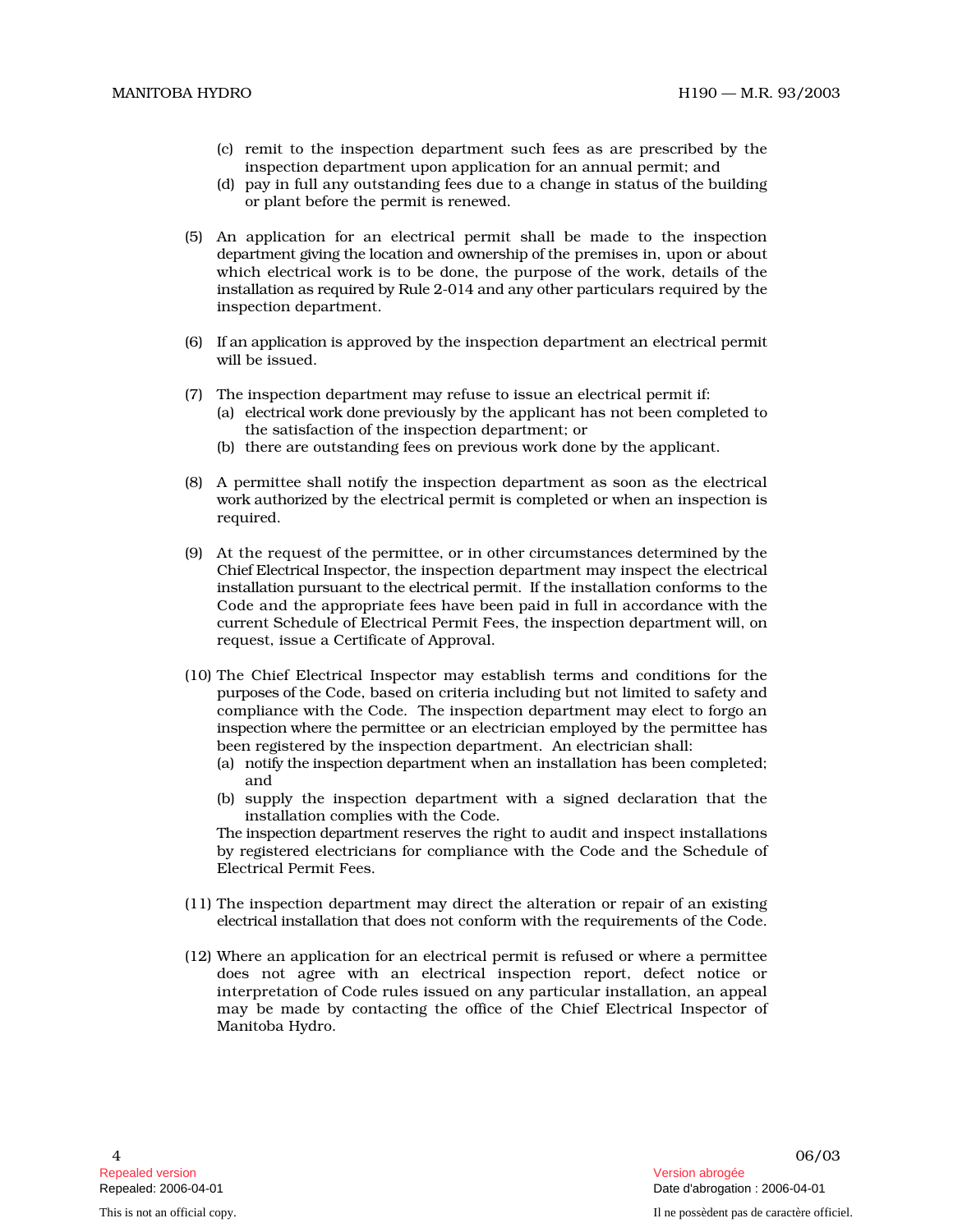(c) remit to the inspection department such fees as are prescribed by the inspection department upon application for an annual permit; and

(d) pay in full any outstanding fees due to a change in status of the building or plant before the permit is renewed.

(5) An application for an electrical permit shall be made to the inspection department giving the location and ownership of the premises in, upon or about which electrical work is to be done, the purpose of the work, details of the installation as required by Rule 2-014 and any other particulars required by the inspection department.

(6) If an application is approved by the inspection department an electrical permit will be issued.

(7) The inspection department may refuse to issue an electrical permit if:

(a) electrical work done previously by the applicant has not been completed to the satisfaction of the inspection department; or

(b) there are outstanding fees on previous work done by the applicant.

(8) A permittee shall notify the inspection department as soon as the electrical work authorized by the electrical permit is completed or when an inspection is required.

(9) At the request of the permittee, or in other circumstances determined by the Chief Electrical Inspector, the inspection department may inspect the electrical installation pursuant to the electrical permit. If the installation conforms to the Code and the appropriate fees have been paid in full in accordance with the current Schedule of Electrical Permit Fees, the inspection department will, on request, issue a Certificate of Approval.

(10) The Chief Electrical Inspector may establish terms and conditions for the purposes of the Code, based on criteria including but not limited to safety and compliance with the Code. The inspection department may elect to forgo an inspection where the permittee or an electrician employed by the permittee has been registered by the inspection department. An electrician shall:

(a) notify the inspection department when an installation has been completed; and

(b) supply the inspection department with a signed declaration that the installation complies with the Code.

The inspection department reserves the right to audit and inspect installations by registered electricians for compliance with the Code and the Schedule of Electrical Permit Fees.

(11) The inspection department may direct the alteration or repair of an existing electrical installation that does not conform with the requirements of the Code.

(12) Where an application for an electrical permit is refused or where a permittee does not agree with an electrical inspection report, defect notice or interpretation of Code rules issued on any particular installation, an appeal may be made by contacting the office of the Chief Electrical Inspector of Manitoba Hydro.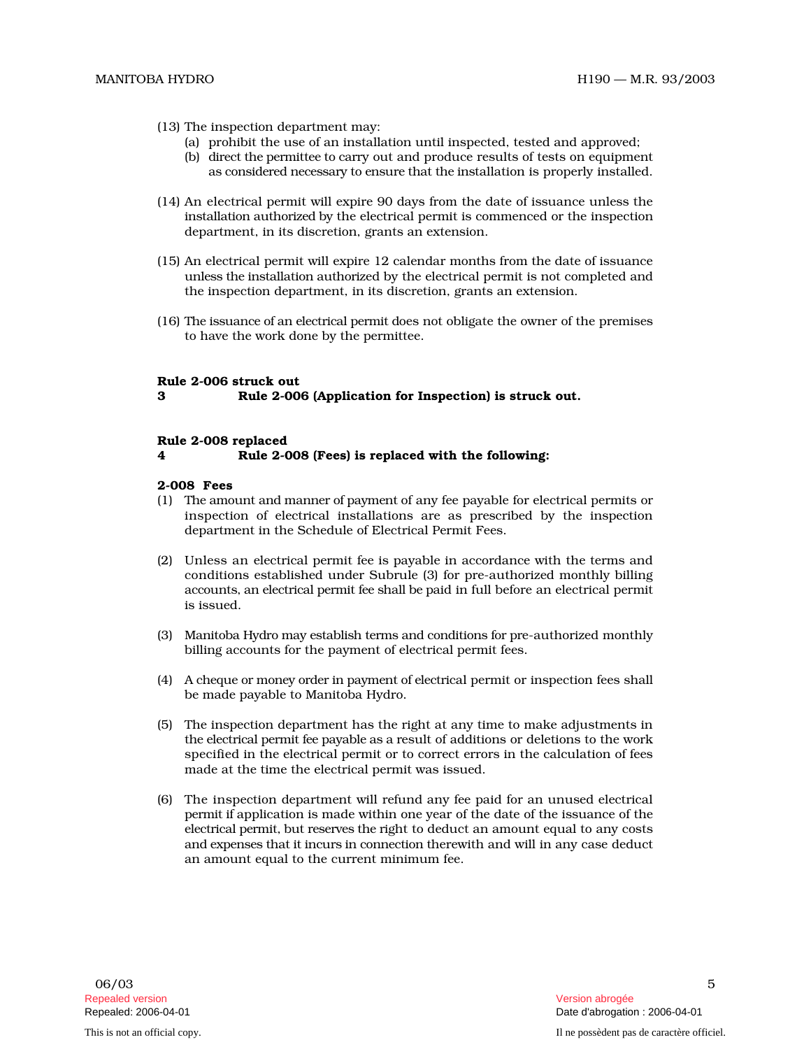(13) The inspection department may:

(a) prohibit the use of an installation until inspected, tested and approved;

(b) direct the permittee to carry out and produce results of tests on equipment as considered necessary to ensure that the installation is properly installed.

(14) An electrical permit will expire 90 days from the date of issuance unless the installation authorized by the electrical permit is commenced or the inspection department, in its discretion, grants an extension.

(15) An electrical permit will expire 12 calendar months from the date of issuance unless the installation authorized by the electrical permit is not completed and the inspection department, in its discretion, grants an extension.

(16) The issuance of an electrical permit does not obligate the owner of the premises to have the work done by the permittee.

**Rule 2-006 struck out**

**3 Rule 2-006 (Application for Inspection) is struck out.**

**Rule 2-008 replaced**

**4 Rule 2-008 (Fees) is replaced with the following:**

**2-008 Fees**

(1) The amount and manner of payment of any fee payable for electrical permits or inspection of electrical installations are as prescribed by the inspection department in the Schedule of Electrical Permit Fees.

(2) Unless an electrical permit fee is payable in accordance with the terms and conditions established under Subrule (3) for pre-authorized monthly billing accounts, an electrical permit fee shall be paid in full before an electrical permit is issued.

(3) Manitoba Hydro may establish terms and conditions for pre-authorized monthly billing accounts for the payment of electrical permit fees.

(4) A cheque or money order in payment of electrical permit or inspection fees shall be made payable to Manitoba Hydro.

(5) The inspection department has the right at any time to make adjustments in the electrical permit fee payable as a result of additions or deletions to the work specified in the electrical permit or to correct errors in the calculation of fees made at the time the electrical permit was issued.

(6) The inspection department will refund any fee paid for an unused electrical permit if application is made within one year of the date of the issuance of the electrical permit, but reserves the right to deduct an amount equal to any costs and expenses that it incurs in connection therewith and will in any case deduct an amount equal to the current minimum fee.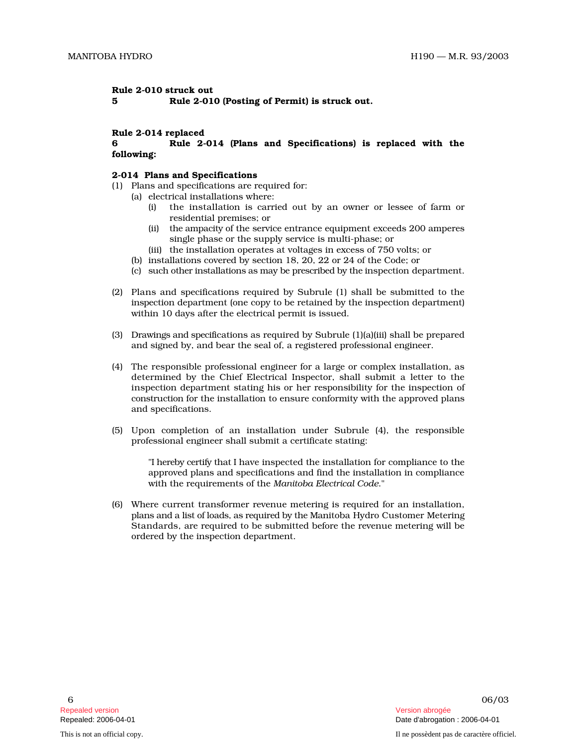**Rule 2-010 struck out**

**5** **Rule 2-010 (Posting of Permit) is struck out.**

**Rule 2-014 replaced**

**6** **Rule 2-014 (Plans and Specifications) is replaced with the following:**

**2-014 Plans and Specifications**

(1) Plans and specifications are required for:

(a) electrical installations where:

(i) the installation is carried out by an owner or lessee of farm or residential premises; or

(ii) the ampacity of the service entrance equipment exceeds 200 amperes single phase or the supply service is multi-phase; or

(iii) the installation operates at voltages in excess of 750 volts; or

(b) installations covered by section 18, 20, 22 or 24 of the Code; or

(c) such other installations as may be prescribed by the inspection department.

(2) Plans and specifications required by Subrule (1) shall be submitted to the inspection department (one copy to be retained by the inspection department) within 10 days after the electrical permit is issued.

(3) Drawings and specifications as required by Subrule (1)(a)(iii) shall be prepared and signed by, and bear the seal of, a registered professional engineer.

(4) The responsible professional engineer for a large or complex installation, as determined by the Chief Electrical Inspector, shall submit a letter to the inspection department stating his or her responsibility for the inspection of construction for the installation to ensure conformity with the approved plans and specifications.

(5) Upon completion of an installation under Subrule (4), the responsible professional engineer shall submit a certificate stating:

"I hereby certify that I have inspected the installation for compliance to the approved plans and specifications and find the installation in compliance with the requirements of the *Manitoba Electrical Code*."

(6) Where current transformer revenue metering is required for an installation, plans and a list of loads, as required by the Manitoba Hydro Customer Metering Standards, are required to be submitted before the revenue metering will be ordered by the inspection department.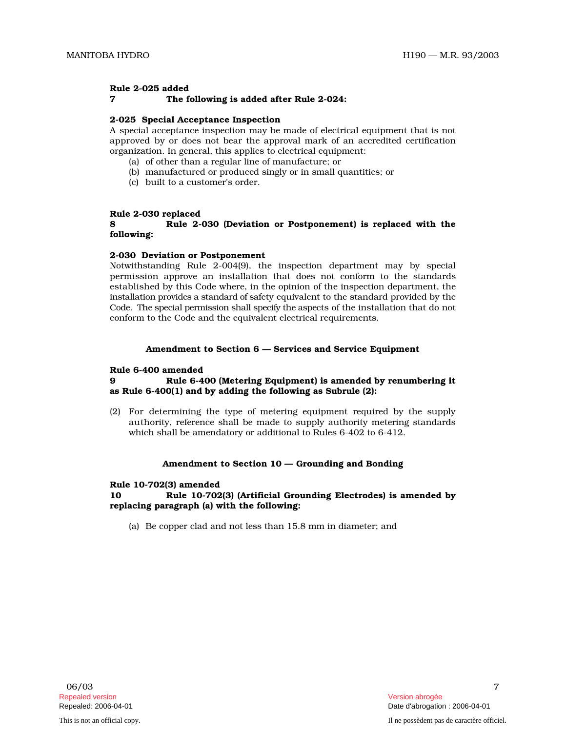**Rule 2-025 added**

**7 The following is added after Rule 2-024:**

**2-025 Special Acceptance Inspection**

A special acceptance inspection may be made of electrical equipment that is not approved by or does not bear the approval mark of an accredited certification organization. In general, this applies to electrical equipment:

- (a) of other than a regular line of manufacture; or
- (b) manufactured or produced singly or in small quantities; or
- (c) built to a customer's order.

**Rule 2-030 replaced**

**8 Rule 2-030 (Deviation or Postponement) is replaced with the following:**

**2-030 Deviation or Postponement**

Notwithstanding Rule 2-004(9), the inspection department may by special permission approve an installation that does not conform to the standards established by this Code where, in the opinion of the inspection department, the installation provides a standard of safety equivalent to the standard provided by the Code. The special permission shall specify the aspects of the installation that do not conform to the Code and the equivalent electrical requirements.

## Amendment to Section 6 — Services and Service Equipment

**Rule 6-400 amended**

**9 Rule 6-400 (Metering Equipment) is amended by renumbering it as Rule 6-400(1) and by adding the following as Subrule (2):**

(2) For determining the type of metering equipment required by the supply authority, reference shall be made to supply authority metering standards which shall be amendatory or additional to Rules 6-402 to 6-412.

## Amendment to Section 10 — Grounding and Bonding

**Rule 10-702(3) amended**

**10 Rule 10-702(3) (Artificial Grounding Electrodes) is amended by replacing paragraph (a) with the following:**

(a) Be copper clad and not less than 15.8 mm in diameter; and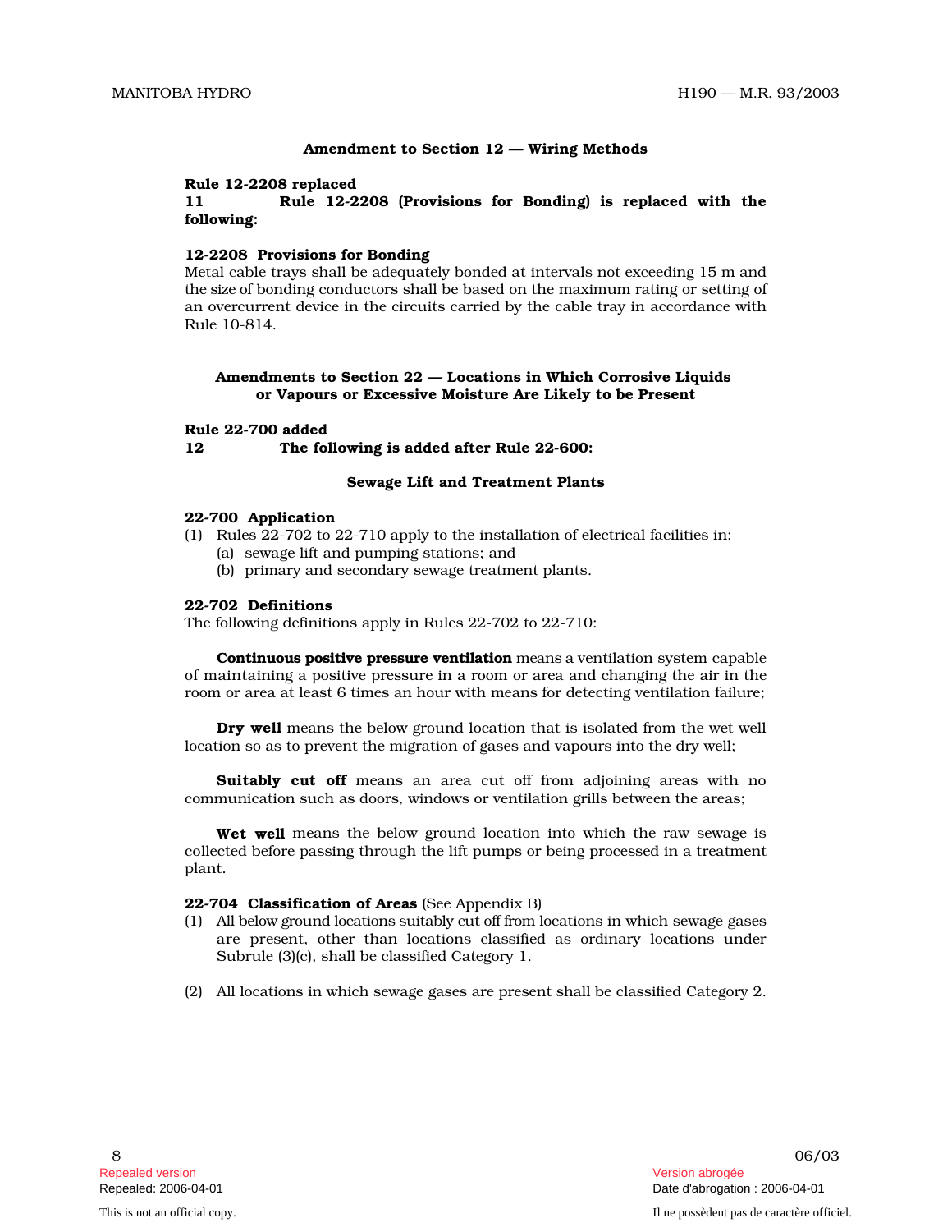## Amendment to Section 12 — Wiring Methods

**Rule 12-2208 replaced**

**11** **Rule 12-2208 (Provisions for Bonding) is replaced with the following:**

**12-2208 Provisions for Bonding**

Metal cable trays shall be adequately bonded at intervals not exceeding 15 m and the size of bonding conductors shall be based on the maximum rating or setting of an overcurrent device in the circuits carried by the cable tray in accordance with Rule 10-814.

## Amendments to Section 22 — Locations in Which Corrosive Liquids or Vapours or Excessive Moisture Are Likely to be Present

**Rule 22-700 added**

**12** **The following is added after Rule 22-600:**

### Sewage Lift and Treatment Plants

**22-700 Application**

(1) Rules 22-702 to 22-710 apply to the installation of electrical facilities in:

(a) sewage lift and pumping stations; and

(b) primary and secondary sewage treatment plants.

**22-702 Definitions**

The following definitions apply in Rules 22-702 to 22-710:

**Continuous positive pressure ventilation** means a ventilation system capable of maintaining a positive pressure in a room or area and changing the air in the room or area at least 6 times an hour with means for detecting ventilation failure;

**Dry well** means the below ground location that is isolated from the wet well location so as to prevent the migration of gases and vapours into the dry well;

**Suitably cut off** means an area cut off from adjoining areas with no communication such as doors, windows or ventilation grills between the areas;

**Wet well** means the below ground location into which the raw sewage is collected before passing through the lift pumps or being processed in a treatment plant.

**22-704 Classification of Areas** (See Appendix B)

(1) All below ground locations suitably cut off from locations in which sewage gases are present, other than locations classified as ordinary locations under Subrule (3)(c), shall be classified Category 1.

(2) All locations in which sewage gases are present shall be classified Category 2.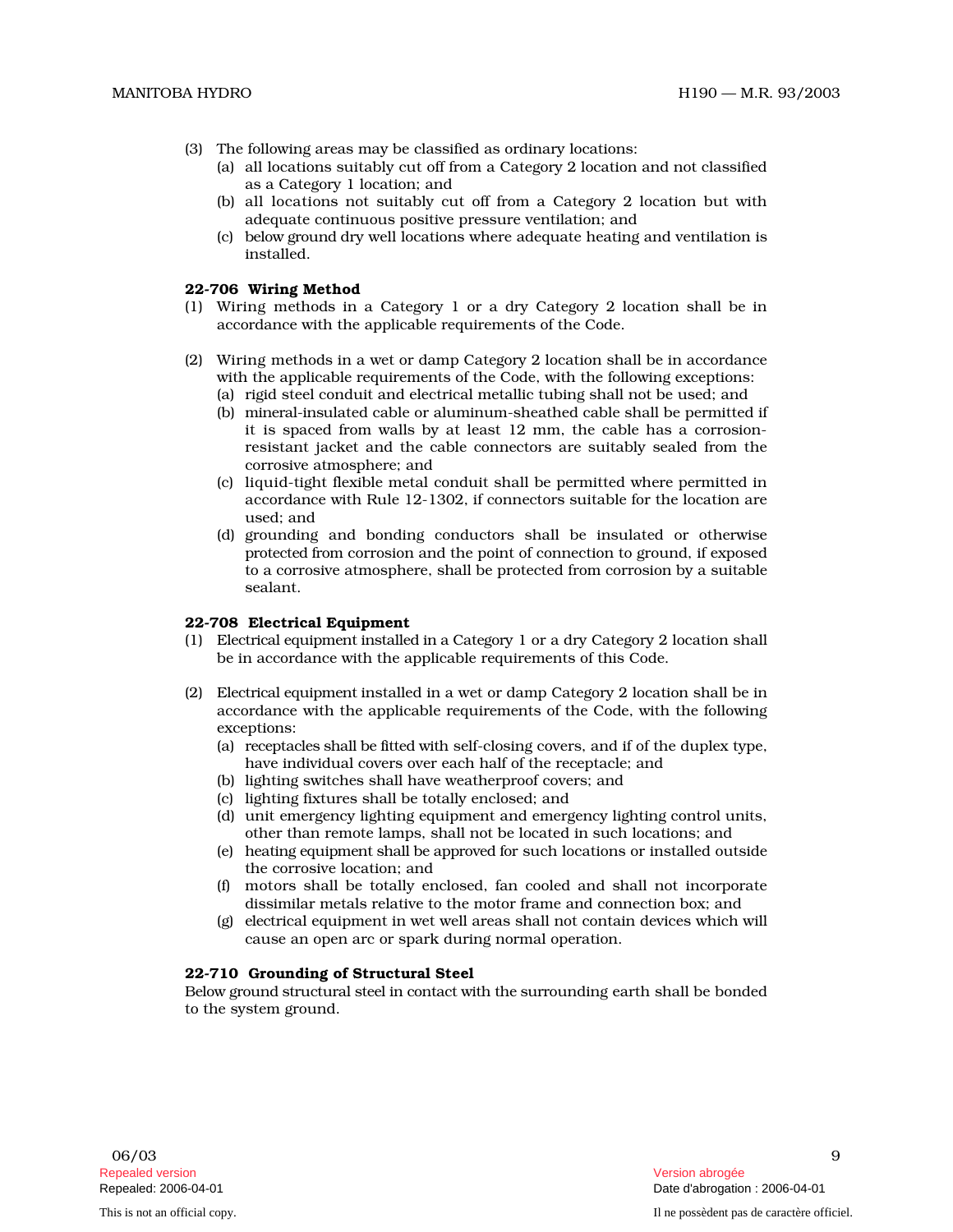(3) The following areas may be classified as ordinary locations:

(a) all locations suitably cut off from a Category 2 location and not classified as a Category 1 location; and

(b) all locations not suitably cut off from a Category 2 location but with adequate continuous positive pressure ventilation; and

(c) below ground dry well locations where adequate heating and ventilation is installed.

**22-706 Wiring Method**

(1) Wiring methods in a Category 1 or a dry Category 2 location shall be in accordance with the applicable requirements of the Code.

(2) Wiring methods in a wet or damp Category 2 location shall be in accordance with the applicable requirements of the Code, with the following exceptions:

(a) rigid steel conduit and electrical metallic tubing shall not be used; and

(b) mineral-insulated cable or aluminum-sheathed cable shall be permitted if it is spaced from walls by at least 12 mm, the cable has a corrosion-resistant jacket and the cable connectors are suitably sealed from the corrosive atmosphere; and

(c) liquid-tight flexible metal conduit shall be permitted where permitted in accordance with Rule 12-1302, if connectors suitable for the location are used; and

(d) grounding and bonding conductors shall be insulated or otherwise protected from corrosion and the point of connection to ground, if exposed to a corrosive atmosphere, shall be protected from corrosion by a suitable sealant.

**22-708 Electrical Equipment**

(1) Electrical equipment installed in a Category 1 or a dry Category 2 location shall be in accordance with the applicable requirements of this Code.

(2) Electrical equipment installed in a wet or damp Category 2 location shall be in accordance with the applicable requirements of the Code, with the following exceptions:

(a) receptacles shall be fitted with self-closing covers, and if of the duplex type, have individual covers over each half of the receptacle; and

(b) lighting switches shall have weatherproof covers; and

(c) lighting fixtures shall be totally enclosed; and

(d) unit emergency lighting equipment and emergency lighting control units, other than remote lamps, shall not be located in such locations; and

(e) heating equipment shall be approved for such locations or installed outside the corrosive location; and

(f) motors shall be totally enclosed, fan cooled and shall not incorporate dissimilar metals relative to the motor frame and connection box; and

(g) electrical equipment in wet well areas shall not contain devices which will cause an open arc or spark during normal operation.

**22-710 Grounding of Structural Steel**

Below ground structural steel in contact with the surrounding earth shall be bonded to the system ground.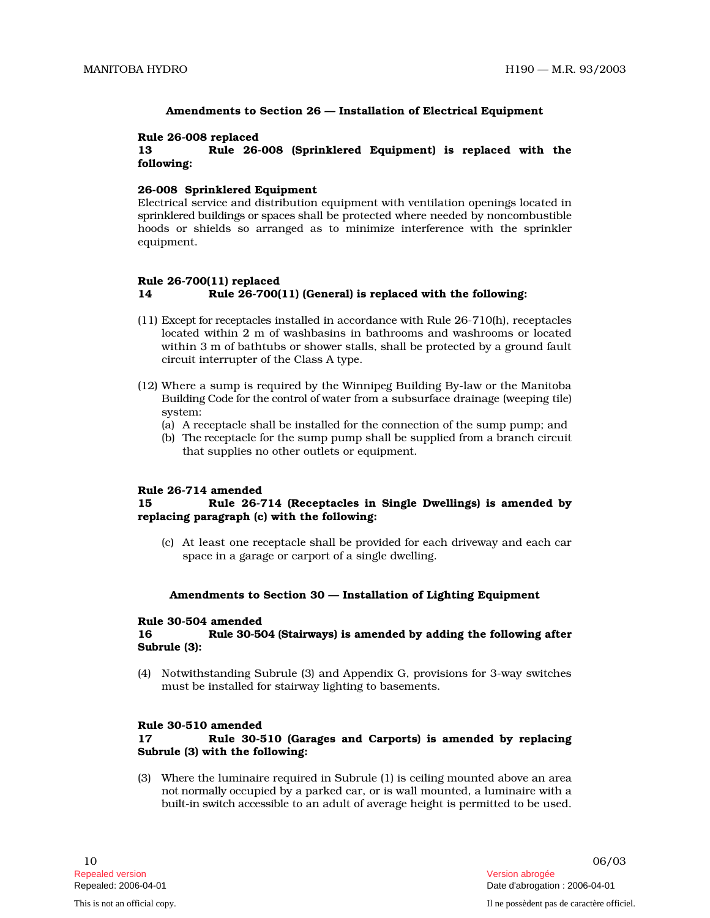## Amendments to Section 26 — Installation of Electrical Equipment

**Rule 26-008 replaced**

**13 Rule 26-008 (Sprinklered Equipment) is replaced with the following:**

**26-008 Sprinklered Equipment**

Electrical service and distribution equipment with ventilation openings located in sprinklered buildings or spaces shall be protected where needed by noncombustible hoods or shields so arranged as to minimize interference with the sprinkler equipment.

**Rule 26-700(11) replaced**

**14 Rule 26-700(11) (General) is replaced with the following:**

(11) Except for receptacles installed in accordance with Rule 26-710(h), receptacles located within 2 m of washbasins in bathrooms and washrooms or located within 3 m of bathtubs or shower stalls, shall be protected by a ground fault circuit interrupter of the Class A type.

(12) Where a sump is required by the Winnipeg Building By-law or the Manitoba Building Code for the control of water from a subsurface drainage (weeping tile) system:

- (a) A receptacle shall be installed for the connection of the sump pump; and
- (b) The receptacle for the sump pump shall be supplied from a branch circuit that supplies no other outlets or equipment.

**Rule 26-714 amended**

**15 Rule 26-714 (Receptacles in Single Dwellings) is amended by replacing paragraph (c) with the following:**

(c) At least one receptacle shall be provided for each driveway and each car space in a garage or carport of a single dwelling.

## Amendments to Section 30 — Installation of Lighting Equipment

**Rule 30-504 amended**

**16 Rule 30-504 (Stairways) is amended by adding the following after Subrule (3):**

(4) Notwithstanding Subrule (3) and Appendix G, provisions for 3-way switches must be installed for stairway lighting to basements.

**Rule 30-510 amended**

**17 Rule 30-510 (Garages and Carports) is amended by replacing Subrule (3) with the following:**

(3) Where the luminaire required in Subrule (1) is ceiling mounted above an area not normally occupied by a parked car, or is wall mounted, a luminaire with a built-in switch accessible to an adult of average height is permitted to be used.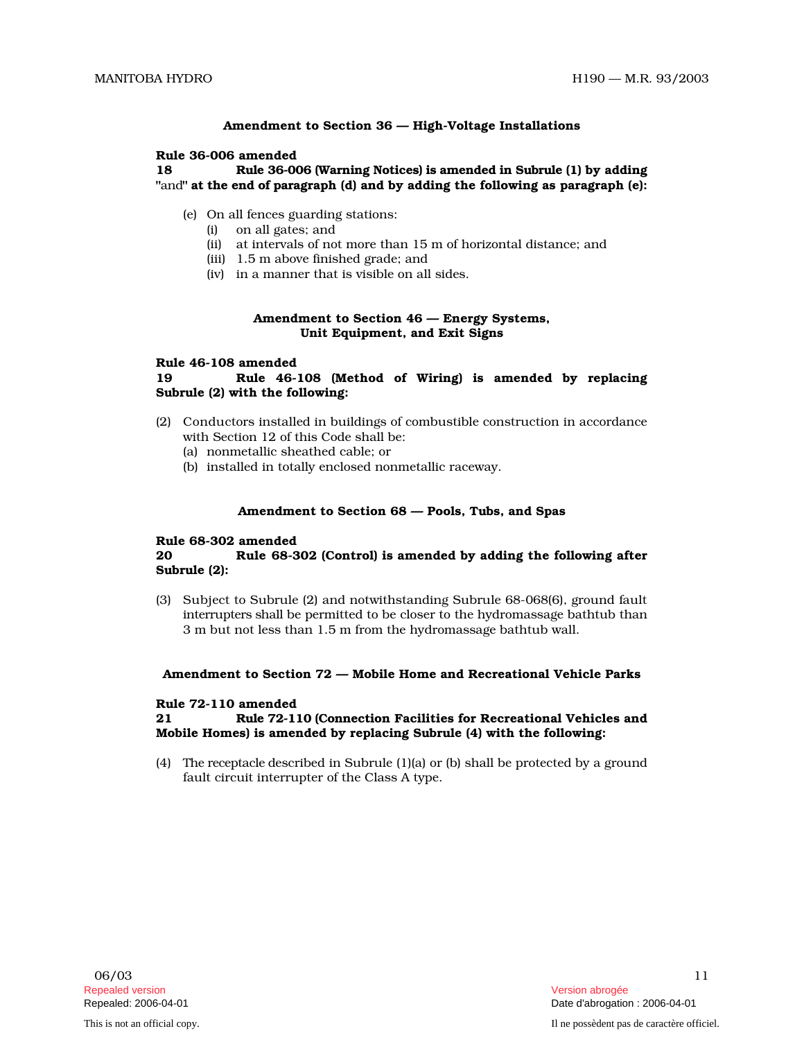### Amendment to Section 36 — High-Voltage Installations

**Rule 36-006 amended**

**18** **Rule 36-006 (Warning Notices) is amended in Subrule (1) by adding "**and**" at the end of paragraph (d) and by adding the following as paragraph (e):**

(e) On all fences guarding stations:
 (i) on all gates; and
 (ii) at intervals of not more than 15 m of horizontal distance; and
 (iii) 1.5 m above finished grade; and
 (iv) in a manner that is visible on all sides.

### Amendment to Section 46 — Energy Systems, Unit Equipment, and Exit Signs

**Rule 46-108 amended**

**19** **Rule 46-108 (Method of Wiring) is amended by replacing Subrule (2) with the following:**

(2) Conductors installed in buildings of combustible construction in accordance with Section 12 of this Code shall be:
 (a) nonmetallic sheathed cable; or
 (b) installed in totally enclosed nonmetallic raceway.

### Amendment to Section 68 — Pools, Tubs, and Spas

**Rule 68-302 amended**

**20** **Rule 68-302 (Control) is amended by adding the following after Subrule (2):**

(3) Subject to Subrule (2) and notwithstanding Subrule 68-068(6), ground fault interrupters shall be permitted to be closer to the hydromassage bathtub than 3 m but not less than 1.5 m from the hydromassage bathtub wall.

### Amendment to Section 72 — Mobile Home and Recreational Vehicle Parks

**Rule 72-110 amended**

**21** **Rule 72-110 (Connection Facilities for Recreational Vehicles and Mobile Homes) is amended by replacing Subrule (4) with the following:**

(4) The receptacle described in Subrule (1)(a) or (b) shall be protected by a ground fault circuit interrupter of the Class A type.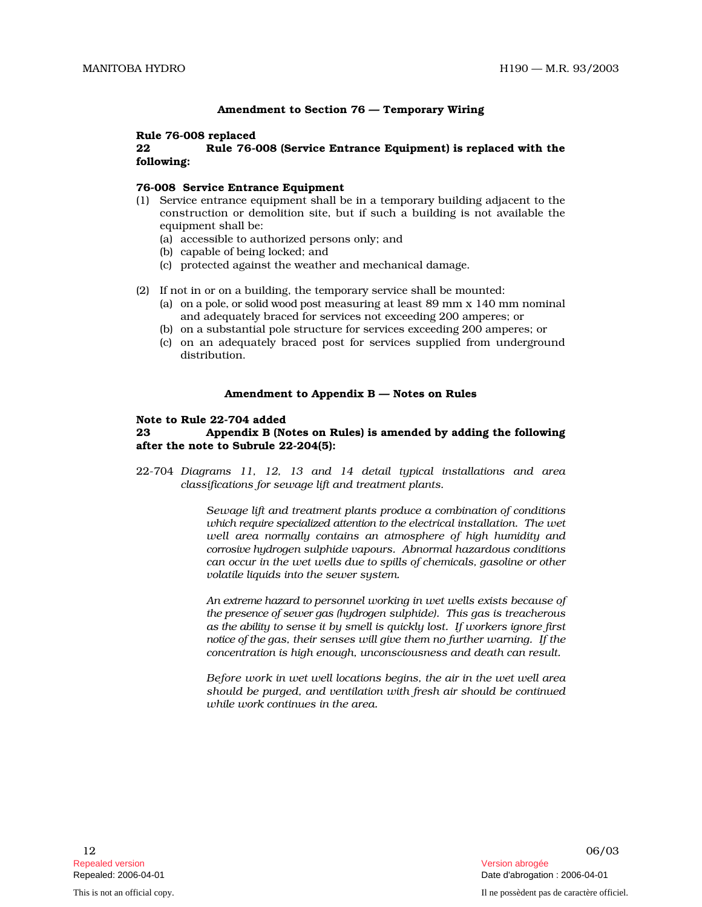### Amendment to Section 76 — Temporary Wiring

**Rule 76-008 replaced**

**22 Rule 76-008 (Service Entrance Equipment) is replaced with the following:**

**76-008 Service Entrance Equipment**

(1) Service entrance equipment shall be in a temporary building adjacent to the construction or demolition site, but if such a building is not available the equipment shall be:
   - (a) accessible to authorized persons only; and
   - (b) capable of being locked; and
   - (c) protected against the weather and mechanical damage.

(2) If not in or on a building, the temporary service shall be mounted:
   - (a) on a pole, or solid wood post measuring at least 89 mm x 140 mm nominal and adequately braced for services not exceeding 200 amperes; or
   - (b) on a substantial pole structure for services exceeding 200 amperes; or
   - (c) on an adequately braced post for services supplied from underground distribution.

### Amendment to Appendix B — Notes on Rules

**Note to Rule 22-704 added**

**23 Appendix B (Notes on Rules) is amended by adding the following after the note to Subrule 22-204(5):**

22-704 *Diagrams 11, 12, 13 and 14 detail typical installations and area classifications for sewage lift and treatment plants.*

*Sewage lift and treatment plants produce a combination of conditions which require specialized attention to the electrical installation. The wet well area normally contains an atmosphere of high humidity and corrosive hydrogen sulphide vapours. Abnormal hazardous conditions can occur in the wet wells due to spills of chemicals, gasoline or other volatile liquids into the sewer system.*

*An extreme hazard to personnel working in wet wells exists because of the presence of sewer gas (hydrogen sulphide). This gas is treacherous as the ability to sense it by smell is quickly lost. If workers ignore first notice of the gas, their senses will give them no further warning. If the concentration is high enough, unconsciousness and death can result.*

*Before work in wet well locations begins, the air in the wet well area should be purged, and ventilation with fresh air should be continued while work continues in the area.*